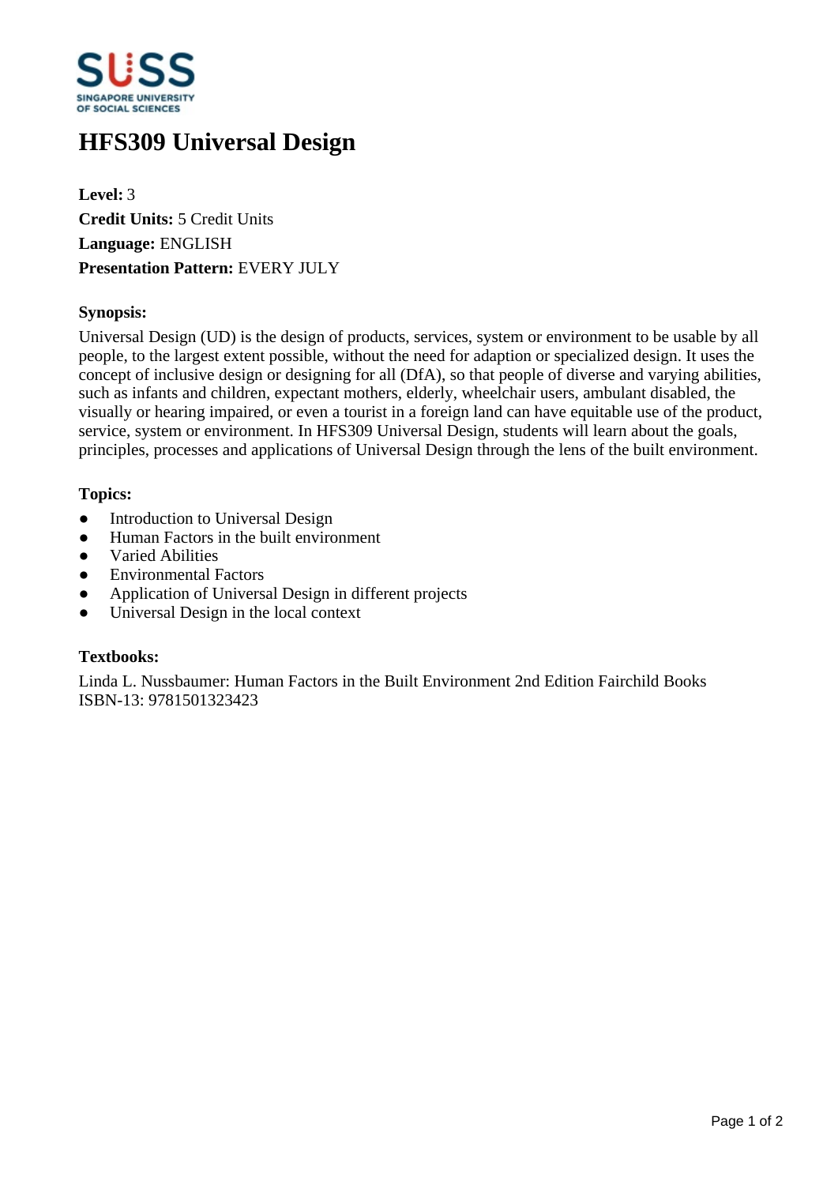# HFS309 Universal Design

**Level:** 3
**Credit Units:** 5 Credit Units
**Language:** ENGLISH
**Presentation Pattern:** EVERY JULY

**Synopsis:**

Universal Design (UD) is the design of products, services, system or environment to be usable by all people, to the largest extent possible, without the need for adaption or specialized design. It uses the concept of inclusive design or designing for all (DfA), so that people of diverse and varying abilities, such as infants and children, expectant mothers, elderly, wheelchair users, ambulant disabled, the visually or hearing impaired, or even a tourist in a foreign land can have equitable use of the product, service, system or environment. In HFS309 Universal Design, students will learn about the goals, principles, processes and applications of Universal Design through the lens of the built environment.

**Topics:**

- Introduction to Universal Design
- Human Factors in the built environment
- Varied Abilities
- Environmental Factors
- Application of Universal Design in different projects
- Universal Design in the local context

**Textbooks:**

Linda L. Nussbaumer: Human Factors in the Built Environment 2nd Edition Fairchild Books
ISBN-13: 9781501323423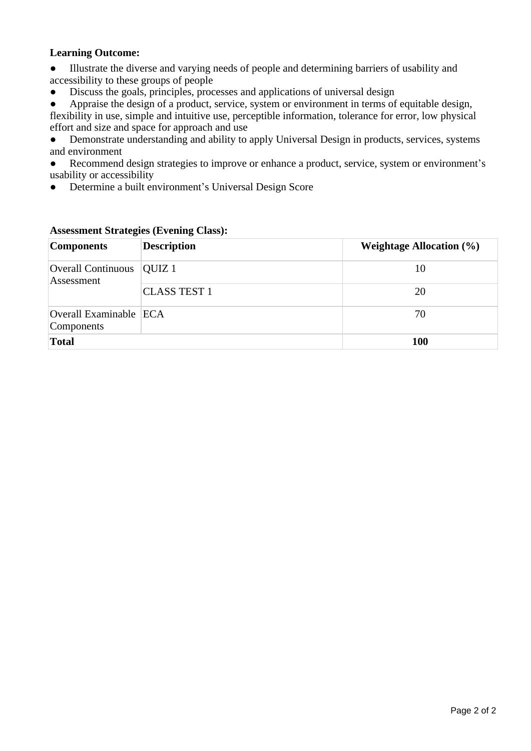**Learning Outcome:**

- Illustrate the diverse and varying needs of people and determining barriers of usability and accessibility to these groups of people
- Discuss the goals, principles, processes and applications of universal design
- Appraise the design of a product, service, system or environment in terms of equitable design, flexibility in use, simple and intuitive use, perceptible information, tolerance for error, low physical effort and size and space for approach and use
- Demonstrate understanding and ability to apply Universal Design in products, services, systems and environment
- Recommend design strategies to improve or enhance a product, service, system or environment's usability or accessibility
- Determine a built environment's Universal Design Score

**Assessment Strategies (Evening Class):**

| **Components** | **Description** | **Weightage Allocation (%)** |
|---|---|---|
| Overall Continuous Assessment | QUIZ 1 | 10 |
| | CLASS TEST 1 | 20 |
| Overall Examinable Components | ECA | 70 |
| **Total** | | **100** |